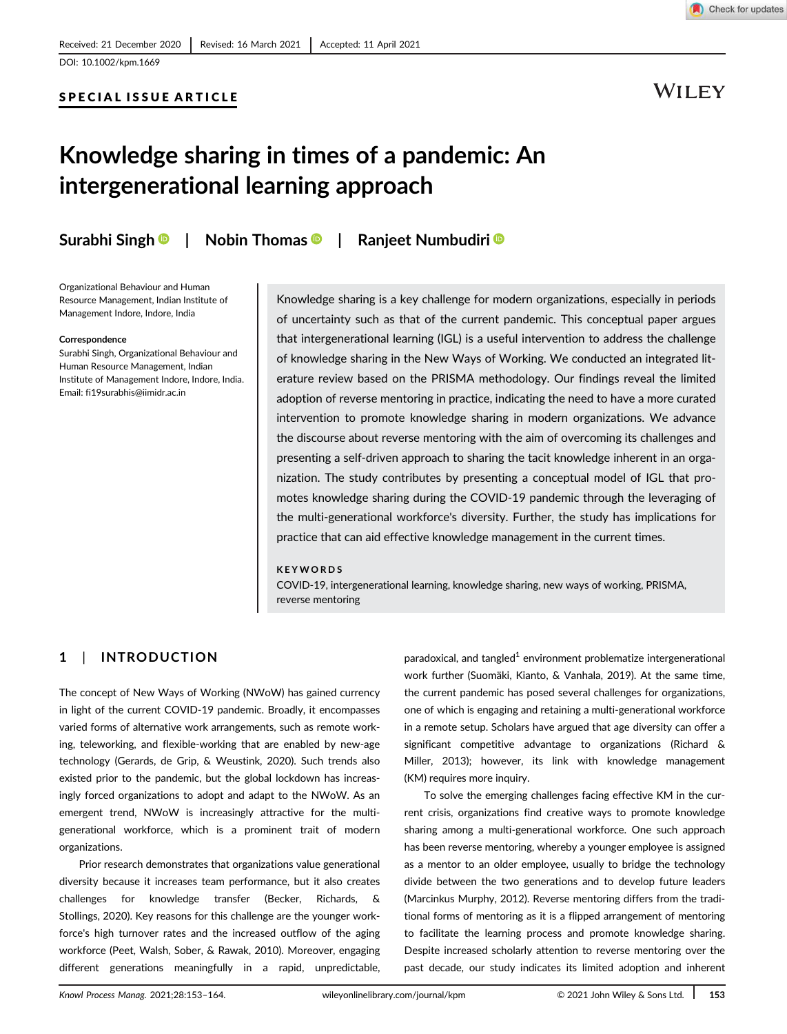Received: 21 December 2020 | Revised: 16 March 2021 | Accepted: 11 April 2021

DOI: 10.1002/kpm.1669

**SPECIAL ISSUE ARTICLE**

# Knowledge sharing in times of a pandemic: An intergenerational learning approach

**Surabhi Singh | Nobin Thomas | Ranjeet Numbudiri**

Organizational Behaviour and Human Resource Management, Indian Institute of Management Indore, Indore, India

**Correspondence**
Surabhi Singh, Organizational Behaviour and Human Resource Management, Indian Institute of Management Indore, Indore, India.
Email: fi19surabhis@iimidr.ac.in

Knowledge sharing is a key challenge for modern organizations, especially in periods of uncertainty such as that of the current pandemic. This conceptual paper argues that intergenerational learning (IGL) is a useful intervention to address the challenge of knowledge sharing in the New Ways of Working. We conducted an integrated literature review based on the PRISMA methodology. Our findings reveal the limited adoption of reverse mentoring in practice, indicating the need to have a more curated intervention to promote knowledge sharing in modern organizations. We advance the discourse about reverse mentoring with the aim of overcoming its challenges and presenting a self-driven approach to sharing the tacit knowledge inherent in an organization. The study contributes by presenting a conceptual model of IGL that promotes knowledge sharing during the COVID-19 pandemic through the leveraging of the multi-generational workforce's diversity. Further, the study has implications for practice that can aid effective knowledge management in the current times.

**KEYWORDS**
COVID-19, intergenerational learning, knowledge sharing, new ways of working, PRISMA, reverse mentoring

## 1 | INTRODUCTION

The concept of New Ways of Working (NWoW) has gained currency in light of the current COVID-19 pandemic. Broadly, it encompasses varied forms of alternative work arrangements, such as remote working, teleworking, and flexible-working that are enabled by new-age technology (Gerards, de Grip, & Weustink, 2020). Such trends also existed prior to the pandemic, but the global lockdown has increasingly forced organizations to adopt and adapt to the NWoW. As an emergent trend, NWoW is increasingly attractive for the multi-generational workforce, which is a prominent trait of modern organizations.

Prior research demonstrates that organizations value generational diversity because it increases team performance, but it also creates challenges for knowledge transfer (Becker, Richards, & Stollings, 2020). Key reasons for this challenge are the younger workforce's high turnover rates and the increased outflow of the aging workforce (Peet, Walsh, Sober, & Rawak, 2010). Moreover, engaging different generations meaningfully in a rapid, unpredictable, paradoxical, and tangled[1] environment problematize intergenerational work further (Suomäki, Kianto, & Vanhala, 2019). At the same time, the current pandemic has posed several challenges for organizations, one of which is engaging and retaining a multi-generational workforce in a remote setup. Scholars have argued that age diversity can offer a significant competitive advantage to organizations (Richard & Miller, 2013); however, its link with knowledge management (KM) requires more inquiry.

To solve the emerging challenges facing effective KM in the current crisis, organizations find creative ways to promote knowledge sharing among a multi-generational workforce. One such approach has been reverse mentoring, whereby a younger employee is assigned as a mentor to an older employee, usually to bridge the technology divide between the two generations and to develop future leaders (Marcinkus Murphy, 2012). Reverse mentoring differs from the traditional forms of mentoring as it is a flipped arrangement of mentoring to facilitate the learning process and promote knowledge sharing. Despite increased scholarly attention to reverse mentoring over the past decade, our study indicates its limited adoption and inherent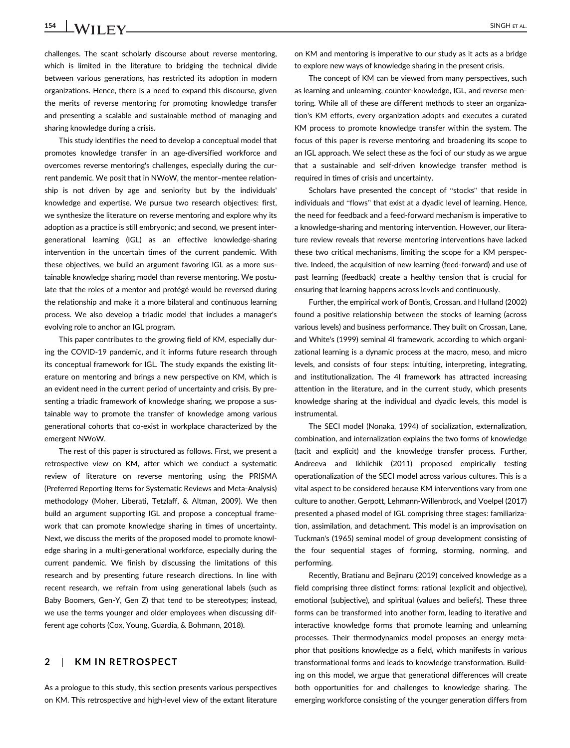challenges. The scant scholarly discourse about reverse mentoring, which is limited in the literature to bridging the technical divide between various generations, has restricted its adoption in modern organizations. Hence, there is a need to expand this discourse, given the merits of reverse mentoring for promoting knowledge transfer and presenting a scalable and sustainable method of managing and sharing knowledge during a crisis.

This study identifies the need to develop a conceptual model that promotes knowledge transfer in an age-diversified workforce and overcomes reverse mentoring's challenges, especially during the current pandemic. We posit that in NWoW, the mentor–mentee relationship is not driven by age and seniority but by the individuals' knowledge and expertise. We pursue two research objectives: first, we synthesize the literature on reverse mentoring and explore why its adoption as a practice is still embryonic; and second, we present intergenerational learning (IGL) as an effective knowledge-sharing intervention in the uncertain times of the current pandemic. With these objectives, we build an argument favoring IGL as a more sustainable knowledge sharing model than reverse mentoring. We postulate that the roles of a mentor and protégé would be reversed during the relationship and make it a more bilateral and continuous learning process. We also develop a triadic model that includes a manager's evolving role to anchor an IGL program.

This paper contributes to the growing field of KM, especially during the COVID-19 pandemic, and it informs future research through its conceptual framework for IGL. The study expands the existing literature on mentoring and brings a new perspective on KM, which is an evident need in the current period of uncertainty and crisis. By presenting a triadic framework of knowledge sharing, we propose a sustainable way to promote the transfer of knowledge among various generational cohorts that co-exist in workplace characterized by the emergent NWoW.

The rest of this paper is structured as follows. First, we present a retrospective view on KM, after which we conduct a systematic review of literature on reverse mentoring using the PRISMA (Preferred Reporting Items for Systematic Reviews and Meta-Analysis) methodology (Moher, Liberati, Tetzlaff, & Altman, 2009). We then build an argument supporting IGL and propose a conceptual framework that can promote knowledge sharing in times of uncertainty. Next, we discuss the merits of the proposed model to promote knowledge sharing in a multi-generational workforce, especially during the current pandemic. We finish by discussing the limitations of this research and by presenting future research directions. In line with recent research, we refrain from using generational labels (such as Baby Boomers, Gen-Y, Gen Z) that tend to be stereotypes; instead, we use the terms younger and older employees when discussing different age cohorts (Cox, Young, Guardia, & Bohmann, 2018).

## 2 | KM IN RETROSPECT

As a prologue to this study, this section presents various perspectives on KM. This retrospective and high-level view of the extant literature on KM and mentoring is imperative to our study as it acts as a bridge to explore new ways of knowledge sharing in the present crisis.

The concept of KM can be viewed from many perspectives, such as learning and unlearning, counter-knowledge, IGL, and reverse mentoring. While all of these are different methods to steer an organization's KM efforts, every organization adopts and executes a curated KM process to promote knowledge transfer within the system. The focus of this paper is reverse mentoring and broadening its scope to an IGL approach. We select these as the foci of our study as we argue that a sustainable and self-driven knowledge transfer method is required in times of crisis and uncertainty.

Scholars have presented the concept of "stocks" that reside in individuals and "flows" that exist at a dyadic level of learning. Hence, the need for feedback and a feed-forward mechanism is imperative to a knowledge-sharing and mentoring intervention. However, our literature review reveals that reverse mentoring interventions have lacked these two critical mechanisms, limiting the scope for a KM perspective. Indeed, the acquisition of new learning (feed-forward) and use of past learning (feedback) create a healthy tension that is crucial for ensuring that learning happens across levels and continuously.

Further, the empirical work of Bontis, Crossan, and Hulland (2002) found a positive relationship between the stocks of learning (across various levels) and business performance. They built on Crossan, Lane, and White's (1999) seminal 4I framework, according to which organizational learning is a dynamic process at the macro, meso, and micro levels, and consists of four steps: intuiting, interpreting, integrating, and institutionalization. The 4I framework has attracted increasing attention in the literature, and in the current study, which presents knowledge sharing at the individual and dyadic levels, this model is instrumental.

The SECI model (Nonaka, 1994) of socialization, externalization, combination, and internalization explains the two forms of knowledge (tacit and explicit) and the knowledge transfer process. Further, Andreeva and Ikhilchik (2011) proposed empirically testing operationalization of the SECI model across various cultures. This is a vital aspect to be considered because KM interventions vary from one culture to another. Gerpott, Lehmann-Willenbrock, and Voelpel (2017) presented a phased model of IGL comprising three stages: familiarization, assimilation, and detachment. This model is an improvisation on Tuckman's (1965) seminal model of group development consisting of the four sequential stages of forming, storming, norming, and performing.

Recently, Bratianu and Bejinaru (2019) conceived knowledge as a field comprising three distinct forms: rational (explicit and objective), emotional (subjective), and spiritual (values and beliefs). These three forms can be transformed into another form, leading to iterative and interactive knowledge forms that promote learning and unlearning processes. Their thermodynamics model proposes an energy metaphor that positions knowledge as a field, which manifests in various transformational forms and leads to knowledge transformation. Building on this model, we argue that generational differences will create both opportunities for and challenges to knowledge sharing. The emerging workforce consisting of the younger generation differs from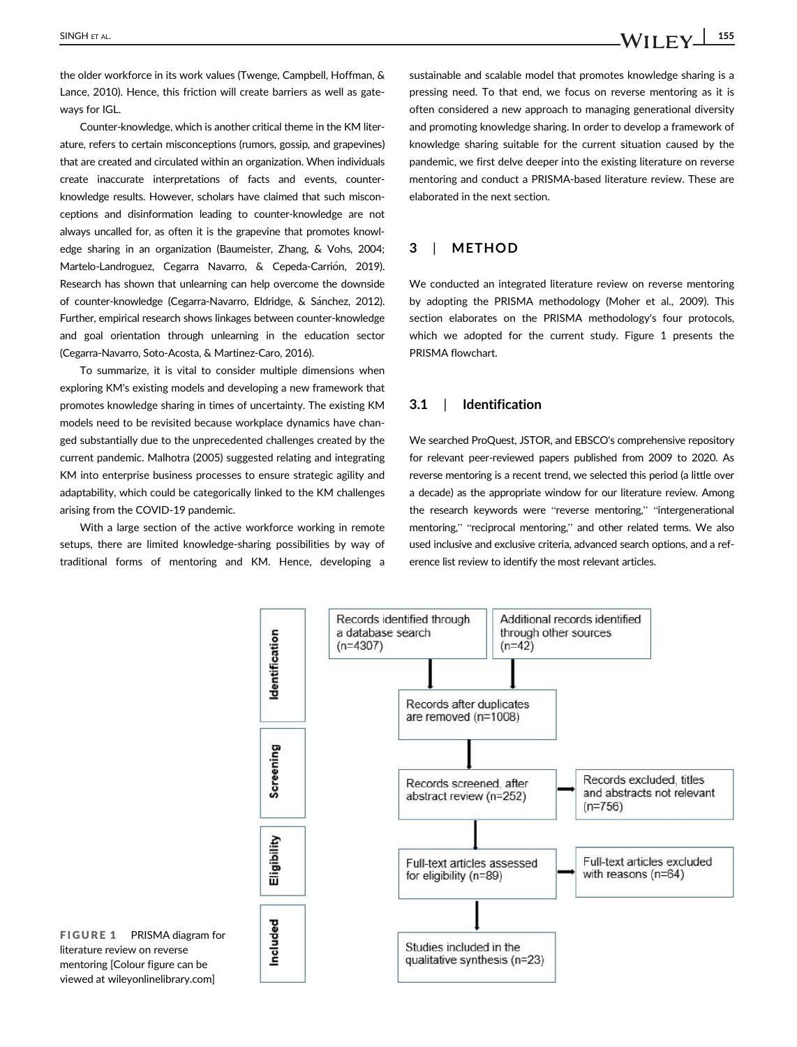the older workforce in its work values (Twenge, Campbell, Hoffman, & Lance, 2010). Hence, this friction will create barriers as well as gateways for IGL.

Counter-knowledge, which is another critical theme in the KM literature, refers to certain misconceptions (rumors, gossip, and grapevines) that are created and circulated within an organization. When individuals create inaccurate interpretations of facts and events, counter-knowledge results. However, scholars have claimed that such misconceptions and disinformation leading to counter-knowledge are not always uncalled for, as often it is the grapevine that promotes knowledge sharing in an organization (Baumeister, Zhang, & Vohs, 2004; Martelo-Landroguez, Cegarra Navarro, & Cepeda-Carrión, 2019). Research has shown that unlearning can help overcome the downside of counter-knowledge (Cegarra-Navarro, Eldridge, & Sánchez, 2012). Further, empirical research shows linkages between counter-knowledge and goal orientation through unlearning in the education sector (Cegarra-Navarro, Soto-Acosta, & Martinez-Caro, 2016).

To summarize, it is vital to consider multiple dimensions when exploring KM's existing models and developing a new framework that promotes knowledge sharing in times of uncertainty. The existing KM models need to be revisited because workplace dynamics have changed substantially due to the unprecedented challenges created by the current pandemic. Malhotra (2005) suggested relating and integrating KM into enterprise business processes to ensure strategic agility and adaptability, which could be categorically linked to the KM challenges arising from the COVID-19 pandemic.

With a large section of the active workforce working in remote setups, there are limited knowledge-sharing possibilities by way of traditional forms of mentoring and KM. Hence, developing a sustainable and scalable model that promotes knowledge sharing is a pressing need. To that end, we focus on reverse mentoring as it is often considered a new approach to managing generational diversity and promoting knowledge sharing. In order to develop a framework of knowledge sharing suitable for the current situation caused by the pandemic, we first delve deeper into the existing literature on reverse mentoring and conduct a PRISMA-based literature review. These are elaborated in the next section.

## 3 | METHOD

We conducted an integrated literature review on reverse mentoring by adopting the PRISMA methodology (Moher et al., 2009). This section elaborates on the PRISMA methodology's four protocols, which we adopted for the current study. Figure 1 presents the PRISMA flowchart.

### 3.1 | Identification

We searched ProQuest, JSTOR, and EBSCO's comprehensive repository for relevant peer-reviewed papers published from 2009 to 2020. As reverse mentoring is a recent trend, we selected this period (a little over a decade) as the appropriate window for our literature review. Among the research keywords were "reverse mentoring," "intergenerational mentoring," "reciprocal mentoring," and other related terms. We also used inclusive and exclusive criteria, advanced search options, and a reference list review to identify the most relevant articles.

| Stage | | |
|---|---|---|
| Identification | Records identified through a database search (n=4307) | Additional records identified through other sources (n=42) |
| Identification | Records after duplicates are removed (n=1008) | |
| Screening | Records screened, after abstract review (n=252) | Records excluded, titles and abstracts not relevant (n=756) |
| Eligibility | Full-text articles assessed for eligibility (n=89) | Full-text articles excluded with reasons (n=64) |
| Included | Studies included in the qualitative synthesis (n=23) | |

**FIGURE 1** PRISMA diagram for literature review on reverse mentoring [Colour figure can be viewed at wileyonlinelibrary.com]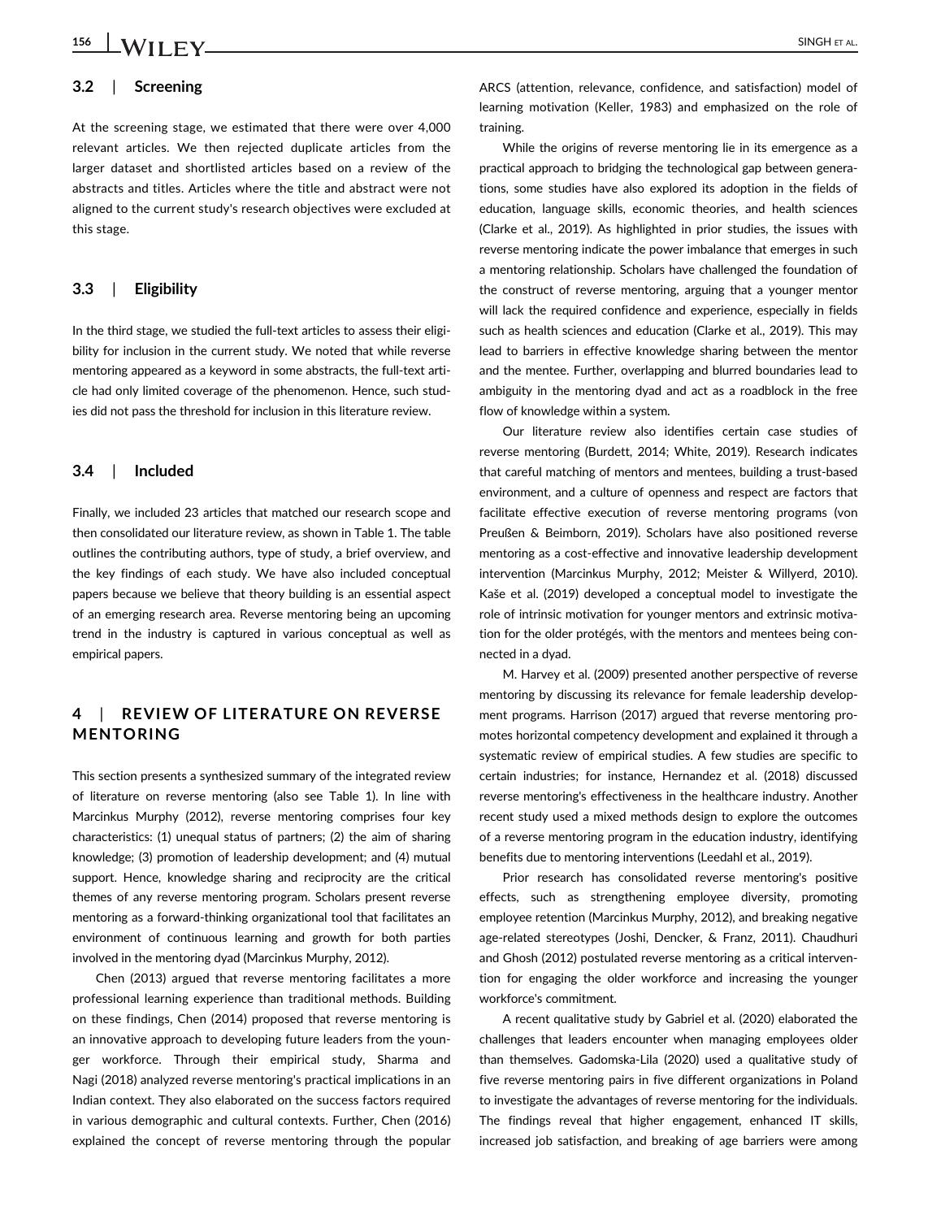### 3.2 | Screening

At the screening stage, we estimated that there were over 4,000 relevant articles. We then rejected duplicate articles from the larger dataset and shortlisted articles based on a review of the abstracts and titles. Articles where the title and abstract were not aligned to the current study's research objectives were excluded at this stage.

### 3.3 | Eligibility

In the third stage, we studied the full-text articles to assess their eligibility for inclusion in the current study. We noted that while reverse mentoring appeared as a keyword in some abstracts, the full-text article had only limited coverage of the phenomenon. Hence, such studies did not pass the threshold for inclusion in this literature review.

### 3.4 | Included

Finally, we included 23 articles that matched our research scope and then consolidated our literature review, as shown in Table 1. The table outlines the contributing authors, type of study, a brief overview, and the key findings of each study. We have also included conceptual papers because we believe that theory building is an essential aspect of an emerging research area. Reverse mentoring being an upcoming trend in the industry is captured in various conceptual as well as empirical papers.

## 4 | REVIEW OF LITERATURE ON REVERSE MENTORING

This section presents a synthesized summary of the integrated review of literature on reverse mentoring (also see Table 1). In line with Marcinkus Murphy (2012), reverse mentoring comprises four key characteristics: (1) unequal status of partners; (2) the aim of sharing knowledge; (3) promotion of leadership development; and (4) mutual support. Hence, knowledge sharing and reciprocity are the critical themes of any reverse mentoring program. Scholars present reverse mentoring as a forward-thinking organizational tool that facilitates an environment of continuous learning and growth for both parties involved in the mentoring dyad (Marcinkus Murphy, 2012).

Chen (2013) argued that reverse mentoring facilitates a more professional learning experience than traditional methods. Building on these findings, Chen (2014) proposed that reverse mentoring is an innovative approach to developing future leaders from the younger workforce. Through their empirical study, Sharma and Nagi (2018) analyzed reverse mentoring's practical implications in an Indian context. They also elaborated on the success factors required in various demographic and cultural contexts. Further, Chen (2016) explained the concept of reverse mentoring through the popular ARCS (attention, relevance, confidence, and satisfaction) model of learning motivation (Keller, 1983) and emphasized on the role of training.

While the origins of reverse mentoring lie in its emergence as a practical approach to bridging the technological gap between generations, some studies have also explored its adoption in the fields of education, language skills, economic theories, and health sciences (Clarke et al., 2019). As highlighted in prior studies, the issues with reverse mentoring indicate the power imbalance that emerges in such a mentoring relationship. Scholars have challenged the foundation of the construct of reverse mentoring, arguing that a younger mentor will lack the required confidence and experience, especially in fields such as health sciences and education (Clarke et al., 2019). This may lead to barriers in effective knowledge sharing between the mentor and the mentee. Further, overlapping and blurred boundaries lead to ambiguity in the mentoring dyad and act as a roadblock in the free flow of knowledge within a system.

Our literature review also identifies certain case studies of reverse mentoring (Burdett, 2014; White, 2019). Research indicates that careful matching of mentors and mentees, building a trust-based environment, and a culture of openness and respect are factors that facilitate effective execution of reverse mentoring programs (von Preußen & Beimborn, 2019). Scholars have also positioned reverse mentoring as a cost-effective and innovative leadership development intervention (Marcinkus Murphy, 2012; Meister & Willyerd, 2010). Kaše et al. (2019) developed a conceptual model to investigate the role of intrinsic motivation for younger mentors and extrinsic motivation for the older protégés, with the mentors and mentees being connected in a dyad.

M. Harvey et al. (2009) presented another perspective of reverse mentoring by discussing its relevance for female leadership development programs. Harrison (2017) argued that reverse mentoring promotes horizontal competency development and explained it through a systematic review of empirical studies. A few studies are specific to certain industries; for instance, Hernandez et al. (2018) discussed reverse mentoring's effectiveness in the healthcare industry. Another recent study used a mixed methods design to explore the outcomes of a reverse mentoring program in the education industry, identifying benefits due to mentoring interventions (Leedahl et al., 2019).

Prior research has consolidated reverse mentoring's positive effects, such as strengthening employee diversity, promoting employee retention (Marcinkus Murphy, 2012), and breaking negative age-related stereotypes (Joshi, Dencker, & Franz, 2011). Chaudhuri and Ghosh (2012) postulated reverse mentoring as a critical intervention for engaging the older workforce and increasing the younger workforce's commitment.

A recent qualitative study by Gabriel et al. (2020) elaborated the challenges that leaders encounter when managing employees older than themselves. Gadomska-Lila (2020) used a qualitative study of five reverse mentoring pairs in five different organizations in Poland to investigate the advantages of reverse mentoring for the individuals. The findings reveal that higher engagement, enhanced IT skills, increased job satisfaction, and breaking of age barriers were among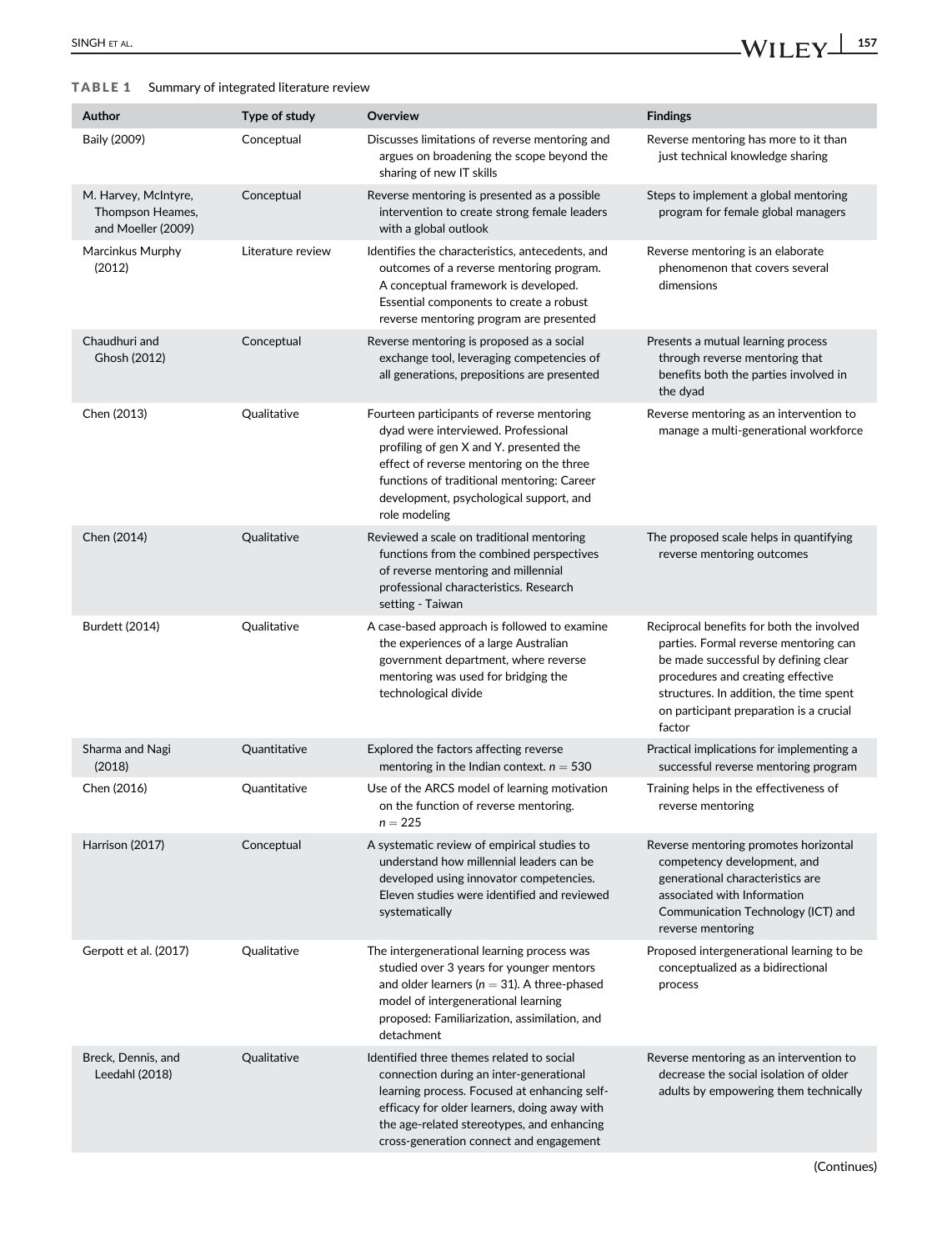**TABLE 1** Summary of integrated literature review

| Author | Type of study | Overview | Findings |
|---|---|---|---|
| Baily (2009) | Conceptual | Discusses limitations of reverse mentoring and argues on broadening the scope beyond the sharing of new IT skills | Reverse mentoring has more to it than just technical knowledge sharing |
| M. Harvey, McIntyre, Thompson Heames, and Moeller (2009) | Conceptual | Reverse mentoring is presented as a possible intervention to create strong female leaders with a global outlook | Steps to implement a global mentoring program for female global managers |
| Marcinkus Murphy (2012) | Literature review | Identifies the characteristics, antecedents, and outcomes of a reverse mentoring program. A conceptual framework is developed. Essential components to create a robust reverse mentoring program are presented | Reverse mentoring is an elaborate phenomenon that covers several dimensions |
| Chaudhuri and Ghosh (2012) | Conceptual | Reverse mentoring is proposed as a social exchange tool, leveraging competencies of all generations, prepositions are presented | Presents a mutual learning process through reverse mentoring that benefits both the parties involved in the dyad |
| Chen (2013) | Qualitative | Fourteen participants of reverse mentoring dyad were interviewed. Professional profiling of gen X and Y. presented the effect of reverse mentoring on the three functions of traditional mentoring: Career development, psychological support, and role modeling | Reverse mentoring as an intervention to manage a multi-generational workforce |
| Chen (2014) | Qualitative | Reviewed a scale on traditional mentoring functions from the combined perspectives of reverse mentoring and millennial professional characteristics. Research setting - Taiwan | The proposed scale helps in quantifying reverse mentoring outcomes |
| Burdett (2014) | Qualitative | A case-based approach is followed to examine the experiences of a large Australian government department, where reverse mentoring was used for bridging the technological divide | Reciprocal benefits for both the involved parties. Formal reverse mentoring can be made successful by defining clear procedures and creating effective structures. In addition, the time spent on participant preparation is a crucial factor |
| Sharma and Nagi (2018) | Quantitative | Explored the factors affecting reverse mentoring in the Indian context. $n = 530$ | Practical implications for implementing a successful reverse mentoring program |
| Chen (2016) | Quantitative | Use of the ARCS model of learning motivation on the function of reverse mentoring. $n = 225$ | Training helps in the effectiveness of reverse mentoring |
| Harrison (2017) | Conceptual | A systematic review of empirical studies to understand how millennial leaders can be developed using innovator competencies. Eleven studies were identified and reviewed systematically | Reverse mentoring promotes horizontal competency development, and generational characteristics are associated with Information Communication Technology (ICT) and reverse mentoring |
| Gerpott et al. (2017) | Qualitative | The intergenerational learning process was studied over 3 years for younger mentors and older learners ($n = 31$). A three-phased model of intergenerational learning proposed: Familiarization, assimilation, and detachment | Proposed intergenerational learning to be conceptualized as a bidirectional process |
| Breck, Dennis, and Leedahl (2018) | Qualitative | Identified three themes related to social connection during an inter-generational learning process. Focused at enhancing self-efficacy for older learners, doing away with the age-related stereotypes, and enhancing cross-generation connect and engagement | Reverse mentoring as an intervention to decrease the social isolation of older adults by empowering them technically |

(Continues)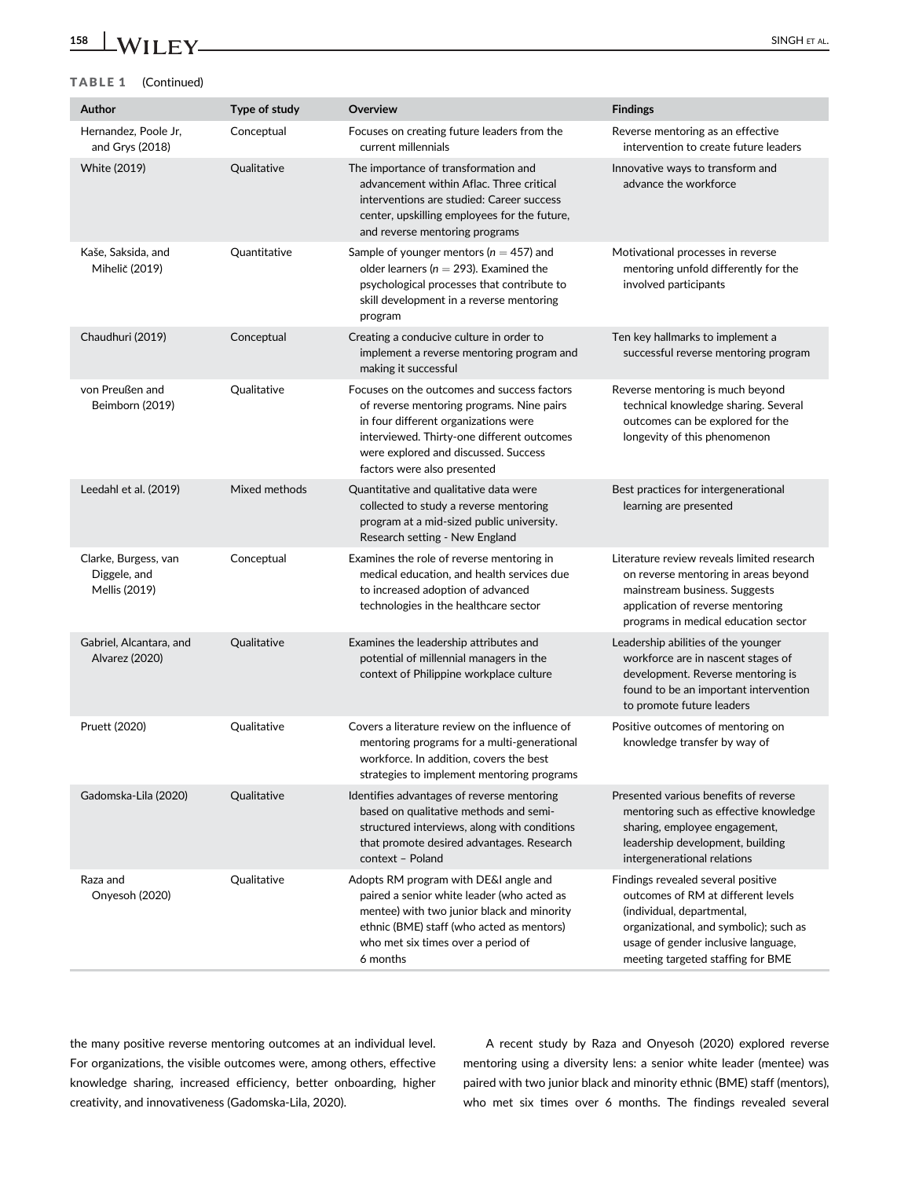**TABLE 1** (Continued)

| Author | Type of study | Overview | Findings |
|---|---|---|---|
| Hernandez, Poole Jr, and Grys (2018) | Conceptual | Focuses on creating future leaders from the current millennials | Reverse mentoring as an effective intervention to create future leaders |
| White (2019) | Qualitative | The importance of transformation and advancement within Aflac. Three critical interventions are studied: Career success center, upskilling employees for the future, and reverse mentoring programs | Innovative ways to transform and advance the workforce |
| Kaše, Saksida, and Mihelič (2019) | Quantitative | Sample of younger mentors ($n = 457$) and older learners ($n = 293$). Examined the psychological processes that contribute to skill development in a reverse mentoring program | Motivational processes in reverse mentoring unfold differently for the involved participants |
| Chaudhuri (2019) | Conceptual | Creating a conducive culture in order to implement a reverse mentoring program and making it successful | Ten key hallmarks to implement a successful reverse mentoring program |
| von Preußen and Beimborn (2019) | Qualitative | Focuses on the outcomes and success factors of reverse mentoring programs. Nine pairs in four different organizations were interviewed. Thirty-one different outcomes were explored and discussed. Success factors were also presented | Reverse mentoring is much beyond technical knowledge sharing. Several outcomes can be explored for the longevity of this phenomenon |
| Leedahl et al. (2019) | Mixed methods | Quantitative and qualitative data were collected to study a reverse mentoring program at a mid-sized public university. Research setting - New England | Best practices for intergenerational learning are presented |
| Clarke, Burgess, van Diggele, and Mellis (2019) | Conceptual | Examines the role of reverse mentoring in medical education, and health services due to increased adoption of advanced technologies in the healthcare sector | Literature review reveals limited research on reverse mentoring in areas beyond mainstream business. Suggests application of reverse mentoring programs in medical education sector |
| Gabriel, Alcantara, and Alvarez (2020) | Qualitative | Examines the leadership attributes and potential of millennial managers in the context of Philippine workplace culture | Leadership abilities of the younger workforce are in nascent stages of development. Reverse mentoring is found to be an important intervention to promote future leaders |
| Pruett (2020) | Qualitative | Covers a literature review on the influence of mentoring programs for a multi-generational workforce. In addition, covers the best strategies to implement mentoring programs | Positive outcomes of mentoring on knowledge transfer by way of |
| Gadomska-Lila (2020) | Qualitative | Identifies advantages of reverse mentoring based on qualitative methods and semi-structured interviews, along with conditions that promote desired advantages. Research context – Poland | Presented various benefits of reverse mentoring such as effective knowledge sharing, employee engagement, leadership development, building intergenerational relations |
| Raza and Onyesoh (2020) | Qualitative | Adopts RM program with DE&I angle and paired a senior white leader (who acted as mentee) with two junior black and minority ethnic (BME) staff (who acted as mentors) who met six times over a period of 6 months | Findings revealed several positive outcomes of RM at different levels (individual, departmental, organizational, and symbolic); such as usage of gender inclusive language, meeting targeted staffing for BME |

the many positive reverse mentoring outcomes at an individual level. For organizations, the visible outcomes were, among others, effective knowledge sharing, increased efficiency, better onboarding, higher creativity, and innovativeness (Gadomska-Lila, 2020).

A recent study by Raza and Onyesoh (2020) explored reverse mentoring using a diversity lens: a senior white leader (mentee) was paired with two junior black and minority ethnic (BME) staff (mentors), who met six times over 6 months. The findings revealed several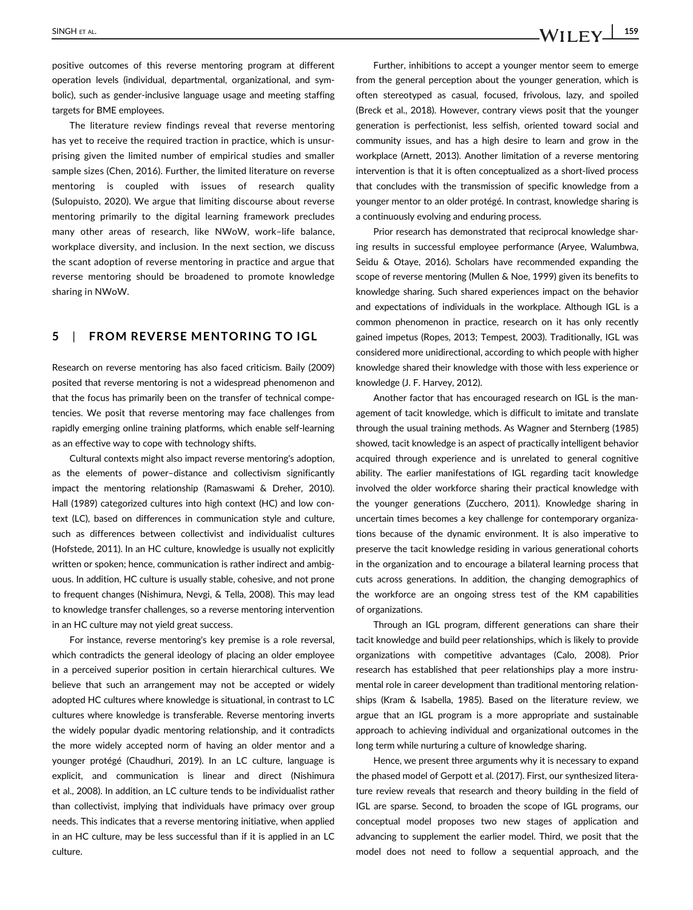positive outcomes of this reverse mentoring program at different operation levels (individual, departmental, organizational, and symbolic), such as gender-inclusive language usage and meeting staffing targets for BME employees.

The literature review findings reveal that reverse mentoring has yet to receive the required traction in practice, which is unsurprising given the limited number of empirical studies and smaller sample sizes (Chen, 2016). Further, the limited literature on reverse mentoring is coupled with issues of research quality (Sulopuisto, 2020). We argue that limiting discourse about reverse mentoring primarily to the digital learning framework precludes many other areas of research, like NWoW, work–life balance, workplace diversity, and inclusion. In the next section, we discuss the scant adoption of reverse mentoring in practice and argue that reverse mentoring should be broadened to promote knowledge sharing in NWoW.

## 5 | FROM REVERSE MENTORING TO IGL

Research on reverse mentoring has also faced criticism. Baily (2009) posited that reverse mentoring is not a widespread phenomenon and that the focus has primarily been on the transfer of technical competencies. We posit that reverse mentoring may face challenges from rapidly emerging online training platforms, which enable self-learning as an effective way to cope with technology shifts.

Cultural contexts might also impact reverse mentoring's adoption, as the elements of power–distance and collectivism significantly impact the mentoring relationship (Ramaswami & Dreher, 2010). Hall (1989) categorized cultures into high context (HC) and low context (LC), based on differences in communication style and culture, such as differences between collectivist and individualist cultures (Hofstede, 2011). In an HC culture, knowledge is usually not explicitly written or spoken; hence, communication is rather indirect and ambiguous. In addition, HC culture is usually stable, cohesive, and not prone to frequent changes (Nishimura, Nevgi, & Tella, 2008). This may lead to knowledge transfer challenges, so a reverse mentoring intervention in an HC culture may not yield great success.

For instance, reverse mentoring's key premise is a role reversal, which contradicts the general ideology of placing an older employee in a perceived superior position in certain hierarchical cultures. We believe that such an arrangement may not be accepted or widely adopted HC cultures where knowledge is situational, in contrast to LC cultures where knowledge is transferable. Reverse mentoring inverts the widely popular dyadic mentoring relationship, and it contradicts the more widely accepted norm of having an older mentor and a younger protégé (Chaudhuri, 2019). In an LC culture, language is explicit, and communication is linear and direct (Nishimura et al., 2008). In addition, an LC culture tends to be individualist rather than collectivist, implying that individuals have primacy over group needs. This indicates that a reverse mentoring initiative, when applied in an HC culture, may be less successful than if it is applied in an LC culture.

Further, inhibitions to accept a younger mentor seem to emerge from the general perception about the younger generation, which is often stereotyped as casual, focused, frivolous, lazy, and spoiled (Breck et al., 2018). However, contrary views posit that the younger generation is perfectionist, less selfish, oriented toward social and community issues, and has a high desire to learn and grow in the workplace (Arnett, 2013). Another limitation of a reverse mentoring intervention is that it is often conceptualized as a short-lived process that concludes with the transmission of specific knowledge from a younger mentor to an older protégé. In contrast, knowledge sharing is a continuously evolving and enduring process.

Prior research has demonstrated that reciprocal knowledge sharing results in successful employee performance (Aryee, Walumbwa, Seidu & Otaye, 2016). Scholars have recommended expanding the scope of reverse mentoring (Mullen & Noe, 1999) given its benefits to knowledge sharing. Such shared experiences impact on the behavior and expectations of individuals in the workplace. Although IGL is a common phenomenon in practice, research on it has only recently gained impetus (Ropes, 2013; Tempest, 2003). Traditionally, IGL was considered more unidirectional, according to which people with higher knowledge shared their knowledge with those with less experience or knowledge (J. F. Harvey, 2012).

Another factor that has encouraged research on IGL is the management of tacit knowledge, which is difficult to imitate and translate through the usual training methods. As Wagner and Sternberg (1985) showed, tacit knowledge is an aspect of practically intelligent behavior acquired through experience and is unrelated to general cognitive ability. The earlier manifestations of IGL regarding tacit knowledge involved the older workforce sharing their practical knowledge with the younger generations (Zucchero, 2011). Knowledge sharing in uncertain times becomes a key challenge for contemporary organizations because of the dynamic environment. It is also imperative to preserve the tacit knowledge residing in various generational cohorts in the organization and to encourage a bilateral learning process that cuts across generations. In addition, the changing demographics of the workforce are an ongoing stress test of the KM capabilities of organizations.

Through an IGL program, different generations can share their tacit knowledge and build peer relationships, which is likely to provide organizations with competitive advantages (Calo, 2008). Prior research has established that peer relationships play a more instrumental role in career development than traditional mentoring relationships (Kram & Isabella, 1985). Based on the literature review, we argue that an IGL program is a more appropriate and sustainable approach to achieving individual and organizational outcomes in the long term while nurturing a culture of knowledge sharing.

Hence, we present three arguments why it is necessary to expand the phased model of Gerpott et al. (2017). First, our synthesized literature review reveals that research and theory building in the field of IGL are sparse. Second, to broaden the scope of IGL programs, our conceptual model proposes two new stages of application and advancing to supplement the earlier model. Third, we posit that the model does not need to follow a sequential approach, and the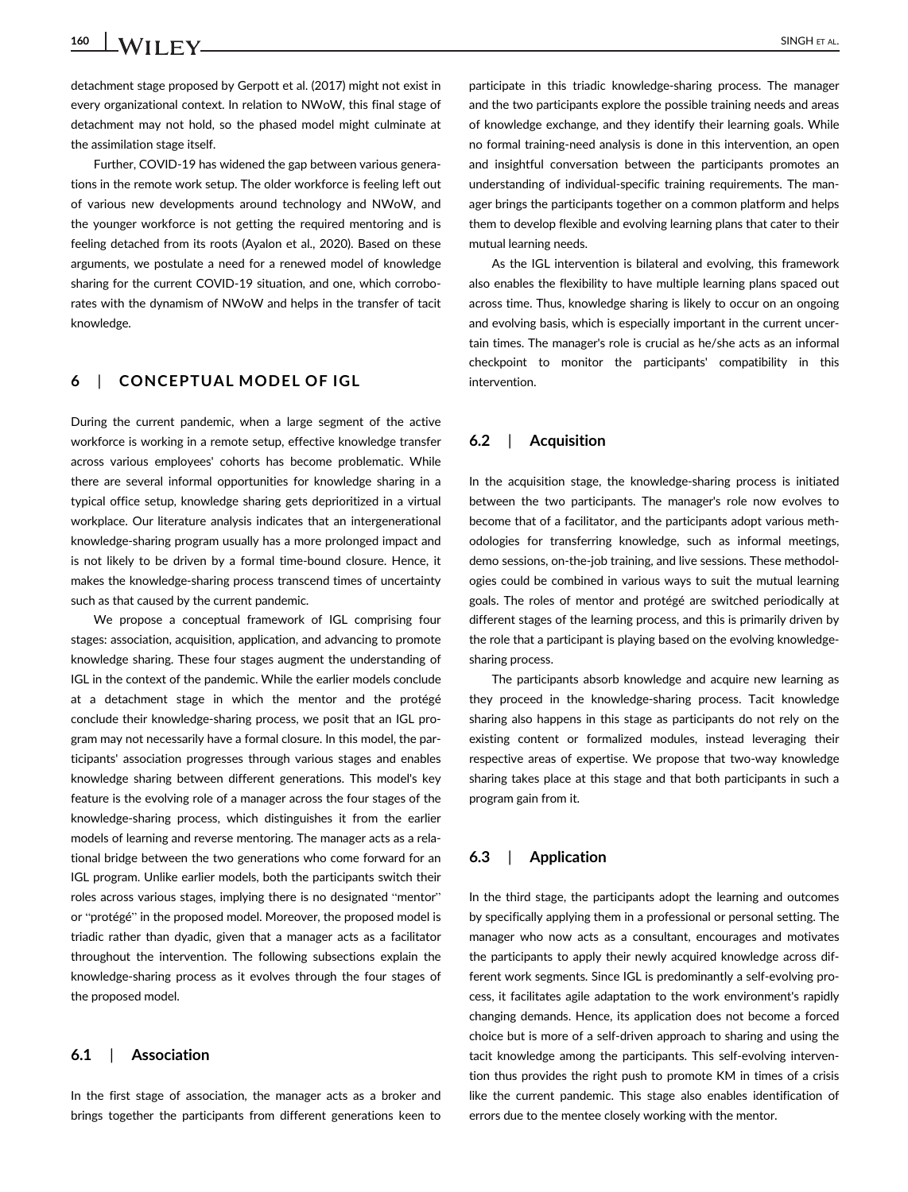detachment stage proposed by Gerpott et al. (2017) might not exist in every organizational context. In relation to NWoW, this final stage of detachment may not hold, so the phased model might culminate at the assimilation stage itself.

Further, COVID-19 has widened the gap between various generations in the remote work setup. The older workforce is feeling left out of various new developments around technology and NWoW, and the younger workforce is not getting the required mentoring and is feeling detached from its roots (Ayalon et al., 2020). Based on these arguments, we postulate a need for a renewed model of knowledge sharing for the current COVID-19 situation, and one, which corroborates with the dynamism of NWoW and helps in the transfer of tacit knowledge.

## 6 | CONCEPTUAL MODEL OF IGL

During the current pandemic, when a large segment of the active workforce is working in a remote setup, effective knowledge transfer across various employees' cohorts has become problematic. While there are several informal opportunities for knowledge sharing in a typical office setup, knowledge sharing gets deprioritized in a virtual workplace. Our literature analysis indicates that an intergenerational knowledge-sharing program usually has a more prolonged impact and is not likely to be driven by a formal time-bound closure. Hence, it makes the knowledge-sharing process transcend times of uncertainty such as that caused by the current pandemic.

We propose a conceptual framework of IGL comprising four stages: association, acquisition, application, and advancing to promote knowledge sharing. These four stages augment the understanding of IGL in the context of the pandemic. While the earlier models conclude at a detachment stage in which the mentor and the protégé conclude their knowledge-sharing process, we posit that an IGL program may not necessarily have a formal closure. In this model, the participants' association progresses through various stages and enables knowledge sharing between different generations. This model's key feature is the evolving role of a manager across the four stages of the knowledge-sharing process, which distinguishes it from the earlier models of learning and reverse mentoring. The manager acts as a relational bridge between the two generations who come forward for an IGL program. Unlike earlier models, both the participants switch their roles across various stages, implying there is no designated "mentor" or "protégé" in the proposed model. Moreover, the proposed model is triadic rather than dyadic, given that a manager acts as a facilitator throughout the intervention. The following subsections explain the knowledge-sharing process as it evolves through the four stages of the proposed model.

### 6.1 | Association

In the first stage of association, the manager acts as a broker and brings together the participants from different generations keen to participate in this triadic knowledge-sharing process. The manager and the two participants explore the possible training needs and areas of knowledge exchange, and they identify their learning goals. While no formal training-need analysis is done in this intervention, an open and insightful conversation between the participants promotes an understanding of individual-specific training requirements. The manager brings the participants together on a common platform and helps them to develop flexible and evolving learning plans that cater to their mutual learning needs.

As the IGL intervention is bilateral and evolving, this framework also enables the flexibility to have multiple learning plans spaced out across time. Thus, knowledge sharing is likely to occur on an ongoing and evolving basis, which is especially important in the current uncertain times. The manager's role is crucial as he/she acts as an informal checkpoint to monitor the participants' compatibility in this intervention.

### 6.2 | Acquisition

In the acquisition stage, the knowledge-sharing process is initiated between the two participants. The manager's role now evolves to become that of a facilitator, and the participants adopt various methodologies for transferring knowledge, such as informal meetings, demo sessions, on-the-job training, and live sessions. These methodologies could be combined in various ways to suit the mutual learning goals. The roles of mentor and protégé are switched periodically at different stages of the learning process, and this is primarily driven by the role that a participant is playing based on the evolving knowledge-sharing process.

The participants absorb knowledge and acquire new learning as they proceed in the knowledge-sharing process. Tacit knowledge sharing also happens in this stage as participants do not rely on the existing content or formalized modules, instead leveraging their respective areas of expertise. We propose that two-way knowledge sharing takes place at this stage and that both participants in such a program gain from it.

### 6.3 | Application

In the third stage, the participants adopt the learning and outcomes by specifically applying them in a professional or personal setting. The manager who now acts as a consultant, encourages and motivates the participants to apply their newly acquired knowledge across different work segments. Since IGL is predominantly a self-evolving process, it facilitates agile adaptation to the work environment's rapidly changing demands. Hence, its application does not become a forced choice but is more of a self-driven approach to sharing and using the tacit knowledge among the participants. This self-evolving intervention thus provides the right push to promote KM in times of a crisis like the current pandemic. This stage also enables identification of errors due to the mentee closely working with the mentor.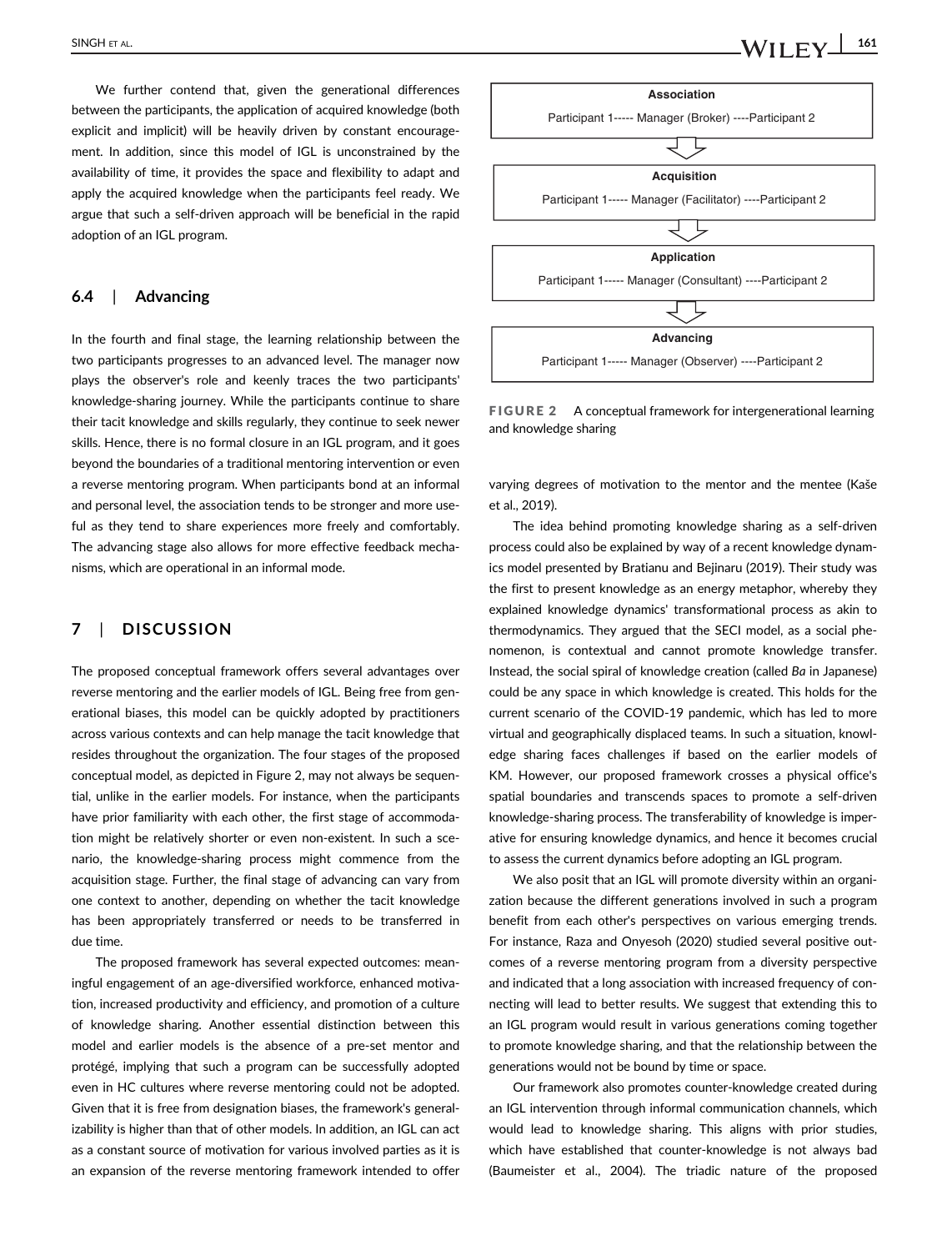We further contend that, given the generational differences between the participants, the application of acquired knowledge (both explicit and implicit) will be heavily driven by constant encouragement. In addition, since this model of IGL is unconstrained by the availability of time, it provides the space and flexibility to adapt and apply the acquired knowledge when the participants feel ready. We argue that such a self-driven approach will be beneficial in the rapid adoption of an IGL program.

### 6.4 | Advancing

In the fourth and final stage, the learning relationship between the two participants progresses to an advanced level. The manager now plays the observer's role and keenly traces the two participants' knowledge-sharing journey. While the participants continue to share their tacit knowledge and skills regularly, they continue to seek newer skills. Hence, there is no formal closure in an IGL program, and it goes beyond the boundaries of a traditional mentoring intervention or even a reverse mentoring program. When participants bond at an informal and personal level, the association tends to be stronger and more useful as they tend to share experiences more freely and comfortably. The advancing stage also allows for more effective feedback mechanisms, which are operational in an informal mode.

**Association**

Participant 1----- Manager (Broker) ----Participant 2

⇩

**Acquisition**

Participant 1----- Manager (Facilitator) ----Participant 2

⇩

**Application**

Participant 1----- Manager (Consultant) ----Participant 2

⇩

**Advancing**

Participant 1----- Manager (Observer) ----Participant 2

**FIGURE 2** A conceptual framework for intergenerational learning and knowledge sharing

## 7 | DISCUSSION

The proposed conceptual framework offers several advantages over reverse mentoring and the earlier models of IGL. Being free from generational biases, this model can be quickly adopted by practitioners across various contexts and can help manage the tacit knowledge that resides throughout the organization. The four stages of the proposed conceptual model, as depicted in Figure 2, may not always be sequential, unlike in the earlier models. For instance, when the participants have prior familiarity with each other, the first stage of accommodation might be relatively shorter or even non-existent. In such a scenario, the knowledge-sharing process might commence from the acquisition stage. Further, the final stage of advancing can vary from one context to another, depending on whether the tacit knowledge has been appropriately transferred or needs to be transferred in due time.

The proposed framework has several expected outcomes: meaningful engagement of an age-diversified workforce, enhanced motivation, increased productivity and efficiency, and promotion of a culture of knowledge sharing. Another essential distinction between this model and earlier models is the absence of a pre-set mentor and protégé, implying that such a program can be successfully adopted even in HC cultures where reverse mentoring could not be adopted. Given that it is free from designation biases, the framework's generalizability is higher than that of other models. In addition, an IGL can act as a constant source of motivation for various involved parties as it is an expansion of the reverse mentoring framework intended to offer varying degrees of motivation to the mentor and the mentee (Kaše et al., 2019).

The idea behind promoting knowledge sharing as a self-driven process could also be explained by way of a recent knowledge dynamics model presented by Bratianu and Bejinaru (2019). Their study was the first to present knowledge as an energy metaphor, whereby they explained knowledge dynamics' transformational process as akin to thermodynamics. They argued that the SECI model, as a social phenomenon, is contextual and cannot promote knowledge transfer. Instead, the social spiral of knowledge creation (called *Ba* in Japanese) could be any space in which knowledge is created. This holds for the current scenario of the COVID-19 pandemic, which has led to more virtual and geographically displaced teams. In such a situation, knowledge sharing faces challenges if based on the earlier models of KM. However, our proposed framework crosses a physical office's spatial boundaries and transcends spaces to promote a self-driven knowledge-sharing process. The transferability of knowledge is imperative for ensuring knowledge dynamics, and hence it becomes crucial to assess the current dynamics before adopting an IGL program.

We also posit that an IGL will promote diversity within an organization because the different generations involved in such a program benefit from each other's perspectives on various emerging trends. For instance, Raza and Onyesoh (2020) studied several positive outcomes of a reverse mentoring program from a diversity perspective and indicated that a long association with increased frequency of connecting will lead to better results. We suggest that extending this to an IGL program would result in various generations coming together to promote knowledge sharing, and that the relationship between the generations would not be bound by time or space.

Our framework also promotes counter-knowledge created during an IGL intervention through informal communication channels, which would lead to knowledge sharing. This aligns with prior studies, which have established that counter-knowledge is not always bad (Baumeister et al., 2004). The triadic nature of the proposed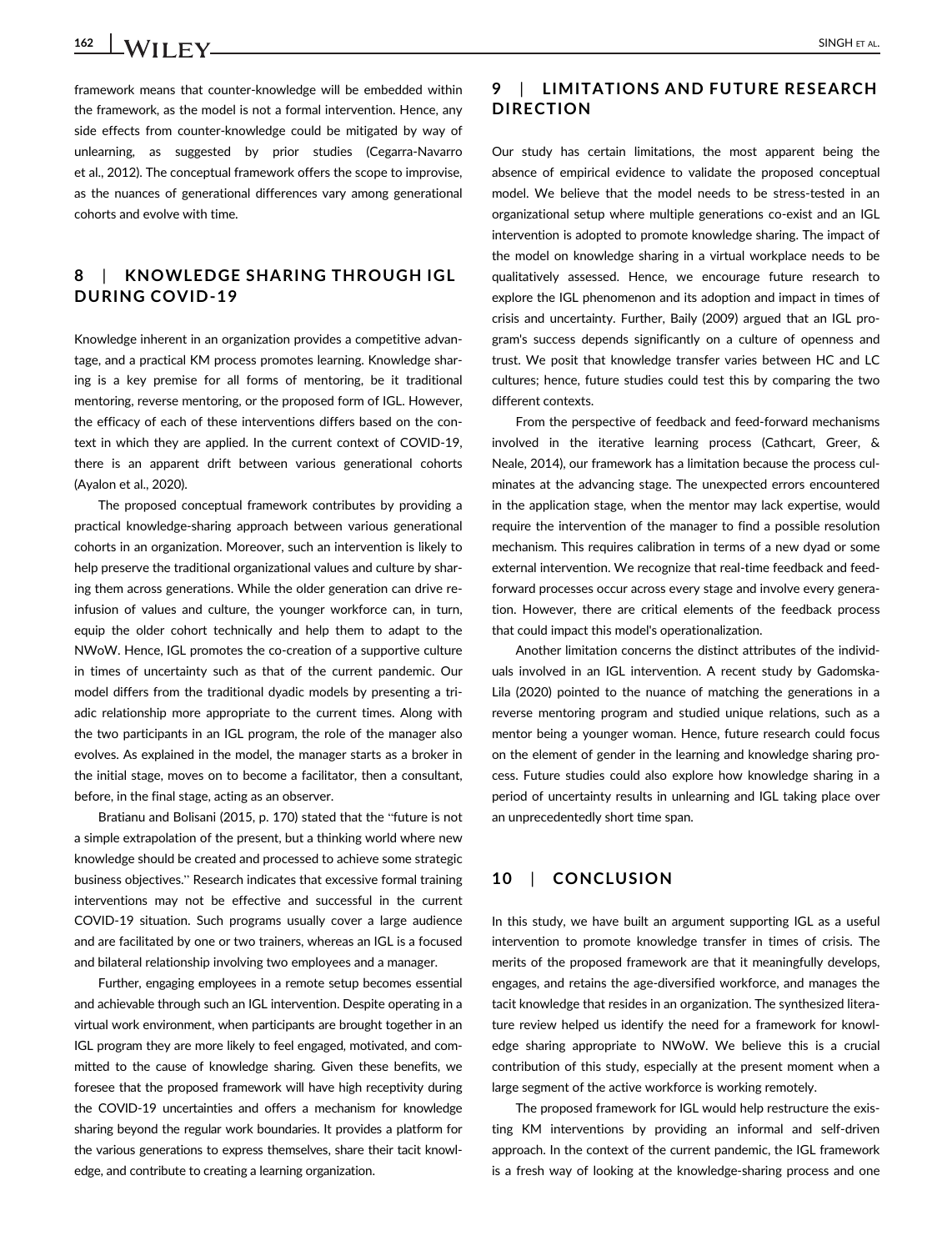framework means that counter-knowledge will be embedded within the framework, as the model is not a formal intervention. Hence, any side effects from counter-knowledge could be mitigated by way of unlearning, as suggested by prior studies (Cegarra-Navarro et al., 2012). The conceptual framework offers the scope to improvise, as the nuances of generational differences vary among generational cohorts and evolve with time.

## 8 | KNOWLEDGE SHARING THROUGH IGL DURING COVID-19

Knowledge inherent in an organization provides a competitive advantage, and a practical KM process promotes learning. Knowledge sharing is a key premise for all forms of mentoring, be it traditional mentoring, reverse mentoring, or the proposed form of IGL. However, the efficacy of each of these interventions differs based on the context in which they are applied. In the current context of COVID-19, there is an apparent drift between various generational cohorts (Ayalon et al., 2020).

The proposed conceptual framework contributes by providing a practical knowledge-sharing approach between various generational cohorts in an organization. Moreover, such an intervention is likely to help preserve the traditional organizational values and culture by sharing them across generations. While the older generation can drive re-infusion of values and culture, the younger workforce can, in turn, equip the older cohort technically and help them to adapt to the NWoW. Hence, IGL promotes the co-creation of a supportive culture in times of uncertainty such as that of the current pandemic. Our model differs from the traditional dyadic models by presenting a triadic relationship more appropriate to the current times. Along with the two participants in an IGL program, the role of the manager also evolves. As explained in the model, the manager starts as a broker in the initial stage, moves on to become a facilitator, then a consultant, before, in the final stage, acting as an observer.

Bratianu and Bolisani (2015, p. 170) stated that the "future is not a simple extrapolation of the present, but a thinking world where new knowledge should be created and processed to achieve some strategic business objectives." Research indicates that excessive formal training interventions may not be effective and successful in the current COVID-19 situation. Such programs usually cover a large audience and are facilitated by one or two trainers, whereas an IGL is a focused and bilateral relationship involving two employees and a manager.

Further, engaging employees in a remote setup becomes essential and achievable through such an IGL intervention. Despite operating in a virtual work environment, when participants are brought together in an IGL program they are more likely to feel engaged, motivated, and committed to the cause of knowledge sharing. Given these benefits, we foresee that the proposed framework will have high receptivity during the COVID-19 uncertainties and offers a mechanism for knowledge sharing beyond the regular work boundaries. It provides a platform for the various generations to express themselves, share their tacit knowledge, and contribute to creating a learning organization.

## 9 | LIMITATIONS AND FUTURE RESEARCH DIRECTION

Our study has certain limitations, the most apparent being the absence of empirical evidence to validate the proposed conceptual model. We believe that the model needs to be stress-tested in an organizational setup where multiple generations co-exist and an IGL intervention is adopted to promote knowledge sharing. The impact of the model on knowledge sharing in a virtual workplace needs to be qualitatively assessed. Hence, we encourage future research to explore the IGL phenomenon and its adoption and impact in times of crisis and uncertainty. Further, Baily (2009) argued that an IGL program's success depends significantly on a culture of openness and trust. We posit that knowledge transfer varies between HC and LC cultures; hence, future studies could test this by comparing the two different contexts.

From the perspective of feedback and feed-forward mechanisms involved in the iterative learning process (Cathcart, Greer, & Neale, 2014), our framework has a limitation because the process culminates at the advancing stage. The unexpected errors encountered in the application stage, when the mentor may lack expertise, would require the intervention of the manager to find a possible resolution mechanism. This requires calibration in terms of a new dyad or some external intervention. We recognize that real-time feedback and feed-forward processes occur across every stage and involve every generation. However, there are critical elements of the feedback process that could impact this model's operationalization.

Another limitation concerns the distinct attributes of the individuals involved in an IGL intervention. A recent study by Gadomska-Lila (2020) pointed to the nuance of matching the generations in a reverse mentoring program and studied unique relations, such as a mentor being a younger woman. Hence, future research could focus on the element of gender in the learning and knowledge sharing process. Future studies could also explore how knowledge sharing in a period of uncertainty results in unlearning and IGL taking place over an unprecedentedly short time span.

## 10 | CONCLUSION

In this study, we have built an argument supporting IGL as a useful intervention to promote knowledge transfer in times of crisis. The merits of the proposed framework are that it meaningfully develops, engages, and retains the age-diversified workforce, and manages the tacit knowledge that resides in an organization. The synthesized literature review helped us identify the need for a framework for knowledge sharing appropriate to NWoW. We believe this is a crucial contribution of this study, especially at the present moment when a large segment of the active workforce is working remotely.

The proposed framework for IGL would help restructure the existing KM interventions by providing an informal and self-driven approach. In the context of the current pandemic, the IGL framework is a fresh way of looking at the knowledge-sharing process and one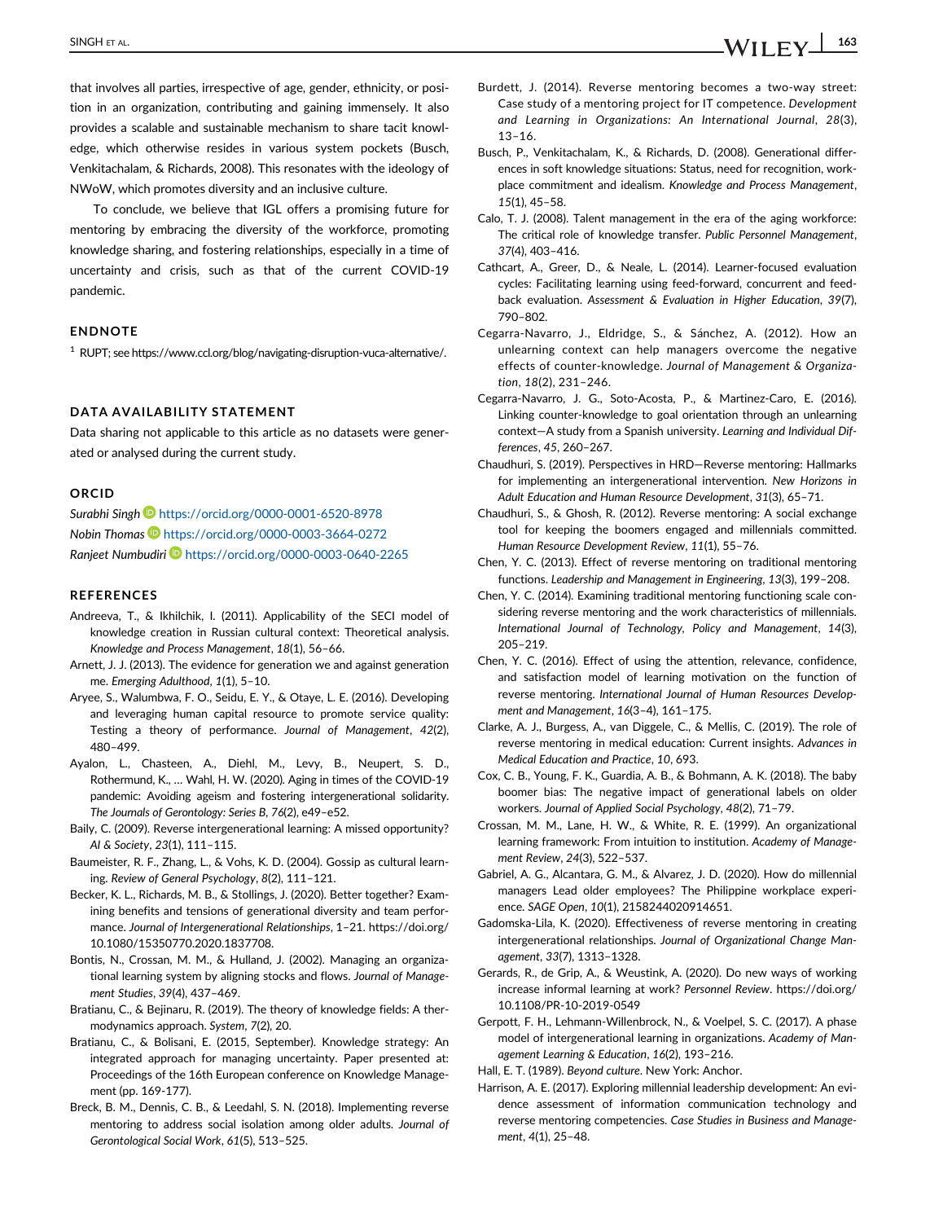that involves all parties, irrespective of age, gender, ethnicity, or position in an organization, contributing and gaining immensely. It also provides a scalable and sustainable mechanism to share tacit knowledge, which otherwise resides in various system pockets (Busch, Venkitachalam, & Richards, 2008). This resonates with the ideology of NWoW, which promotes diversity and an inclusive culture.

To conclude, we believe that IGL offers a promising future for mentoring by embracing the diversity of the workforce, promoting knowledge sharing, and fostering relationships, especially in a time of uncertainty and crisis, such as that of the current COVID-19 pandemic.

## ENDNOTE

[1] RUPT; see https://www.ccl.org/blog/navigating-disruption-vuca-alternative/.

## DATA AVAILABILITY STATEMENT

Data sharing not applicable to this article as no datasets were generated or analysed during the current study.

## ORCID

*Surabhi Singh* https://orcid.org/0000-0001-6520-8978
*Nobin Thomas* https://orcid.org/0000-0003-3664-0272
*Ranjeet Numbudiri* https://orcid.org/0000-0003-0640-2265

## REFERENCES

Andreeva, T., & Ikhilchik, I. (2011). Applicability of the SECI model of knowledge creation in Russian cultural context: Theoretical analysis. *Knowledge and Process Management*, *18*(1), 56–66.

Arnett, J. J. (2013). The evidence for generation we and against generation me. *Emerging Adulthood*, *1*(1), 5–10.

Aryee, S., Walumbwa, F. O., Seidu, E. Y., & Otaye, L. E. (2016). Developing and leveraging human capital resource to promote service quality: Testing a theory of performance. *Journal of Management*, *42*(2), 480–499.

Ayalon, L., Chasteen, A., Diehl, M., Levy, B., Neupert, S. D., Rothermund, K., … Wahl, H. W. (2020). Aging in times of the COVID-19 pandemic: Avoiding ageism and fostering intergenerational solidarity. *The Journals of Gerontology: Series B*, *76*(2), e49–e52.

Baily, C. (2009). Reverse intergenerational learning: A missed opportunity? *AI & Society*, *23*(1), 111–115.

Baumeister, R. F., Zhang, L., & Vohs, K. D. (2004). Gossip as cultural learning. *Review of General Psychology*, *8*(2), 111–121.

Becker, K. L., Richards, M. B., & Stollings, J. (2020). Better together? Examining benefits and tensions of generational diversity and team performance. *Journal of Intergenerational Relationships*, 1–21. https://doi.org/10.1080/15350770.2020.1837708.

Bontis, N., Crossan, M. M., & Hulland, J. (2002). Managing an organizational learning system by aligning stocks and flows. *Journal of Management Studies*, *39*(4), 437–469.

Bratianu, C., & Bejinaru, R. (2019). The theory of knowledge fields: A thermodynamics approach. *System*, *7*(2), 20.

Bratianu, C., & Bolisani, E. (2015, September). Knowledge strategy: An integrated approach for managing uncertainty. Paper presented at: Proceedings of the 16th European conference on Knowledge Management (pp. 169-177).

Breck, B. M., Dennis, C. B., & Leedahl, S. N. (2018). Implementing reverse mentoring to address social isolation among older adults. *Journal of Gerontological Social Work*, *61*(5), 513–525.

Burdett, J. (2014). Reverse mentoring becomes a two-way street: Case study of a mentoring project for IT competence. *Development and Learning in Organizations: An International Journal*, *28*(3), 13–16.

Busch, P., Venkitachalam, K., & Richards, D. (2008). Generational differences in soft knowledge situations: Status, need for recognition, workplace commitment and idealism. *Knowledge and Process Management*, *15*(1), 45–58.

Calo, T. J. (2008). Talent management in the era of the aging workforce: The critical role of knowledge transfer. *Public Personnel Management*, *37*(4), 403–416.

Cathcart, A., Greer, D., & Neale, L. (2014). Learner-focused evaluation cycles: Facilitating learning using feed-forward, concurrent and feedback evaluation. *Assessment & Evaluation in Higher Education*, *39*(7), 790–802.

Cegarra-Navarro, J., Eldridge, S., & Sánchez, A. (2012). How an unlearning context can help managers overcome the negative effects of counter-knowledge. *Journal of Management & Organization*, *18*(2), 231–246.

Cegarra-Navarro, J. G., Soto-Acosta, P., & Martinez-Caro, E. (2016). Linking counter-knowledge to goal orientation through an unlearning context—A study from a Spanish university. *Learning and Individual Differences*, *45*, 260–267.

Chaudhuri, S. (2019). Perspectives in HRD—Reverse mentoring: Hallmarks for implementing an intergenerational intervention. *New Horizons in Adult Education and Human Resource Development*, *31*(3), 65–71.

Chaudhuri, S., & Ghosh, R. (2012). Reverse mentoring: A social exchange tool for keeping the boomers engaged and millennials committed. *Human Resource Development Review*, *11*(1), 55–76.

Chen, Y. C. (2013). Effect of reverse mentoring on traditional mentoring functions. *Leadership and Management in Engineering*, *13*(3), 199–208.

Chen, Y. C. (2014). Examining traditional mentoring functioning scale considering reverse mentoring and the work characteristics of millennials. *International Journal of Technology, Policy and Management*, *14*(3), 205–219.

Chen, Y. C. (2016). Effect of using the attention, relevance, confidence, and satisfaction model of learning motivation on the function of reverse mentoring. *International Journal of Human Resources Development and Management*, *16*(3–4), 161–175.

Clarke, A. J., Burgess, A., van Diggele, C., & Mellis, C. (2019). The role of reverse mentoring in medical education: Current insights. *Advances in Medical Education and Practice*, *10*, 693.

Cox, C. B., Young, F. K., Guardia, A. B., & Bohmann, A. K. (2018). The baby boomer bias: The negative impact of generational labels on older workers. *Journal of Applied Social Psychology*, *48*(2), 71–79.

Crossan, M. M., Lane, H. W., & White, R. E. (1999). An organizational learning framework: From intuition to institution. *Academy of Management Review*, *24*(3), 522–537.

Gabriel, A. G., Alcantara, G. M., & Alvarez, J. D. (2020). How do millennial managers Lead older employees? The Philippine workplace experience. *SAGE Open*, *10*(1), 2158244020914651.

Gadomska-Lila, K. (2020). Effectiveness of reverse mentoring in creating intergenerational relationships. *Journal of Organizational Change Management*, *33*(7), 1313–1328.

Gerards, R., de Grip, A., & Weustink, A. (2020). Do new ways of working increase informal learning at work? *Personnel Review*. https://doi.org/10.1108/PR-10-2019-0549

Gerpott, F. H., Lehmann-Willenbrock, N., & Voelpel, S. C. (2017). A phase model of intergenerational learning in organizations. *Academy of Management Learning & Education*, *16*(2), 193–216.

Hall, E. T. (1989). *Beyond culture*. New York: Anchor.

Harrison, A. E. (2017). Exploring millennial leadership development: An evidence assessment of information communication technology and reverse mentoring competencies. *Case Studies in Business and Management*, *4*(1), 25–48.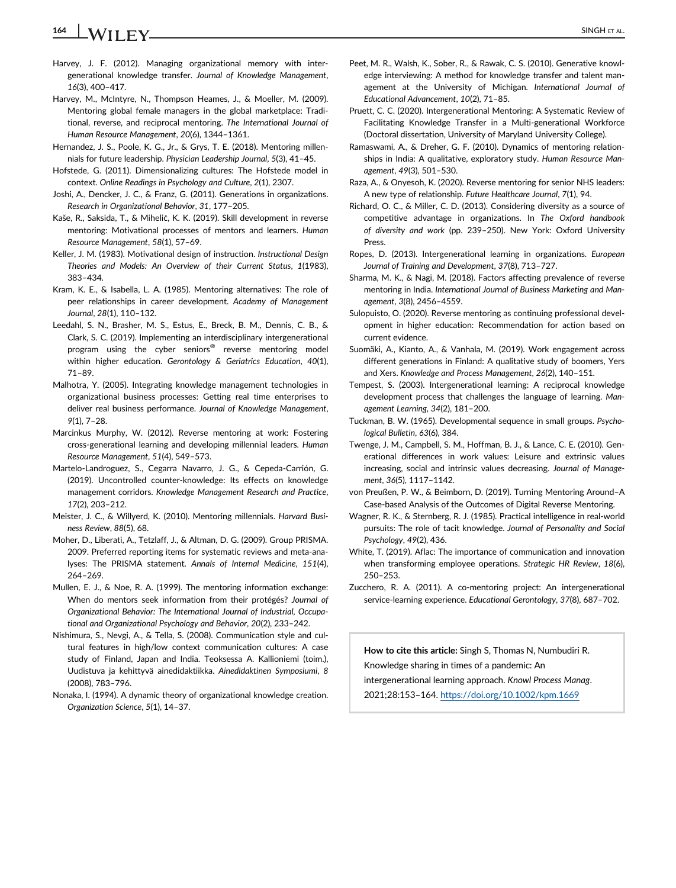Harvey, J. F. (2012). Managing organizational memory with intergenerational knowledge transfer. *Journal of Knowledge Management*, *16*(3), 400–417.

Harvey, M., McIntyre, N., Thompson Heames, J., & Moeller, M. (2009). Mentoring global female managers in the global marketplace: Traditional, reverse, and reciprocal mentoring. *The International Journal of Human Resource Management*, *20*(6), 1344–1361.

Hernandez, J. S., Poole, K. G., Jr., & Grys, T. E. (2018). Mentoring millennials for future leadership. *Physician Leadership Journal*, *5*(3), 41–45.

Hofstede, G. (2011). Dimensionalizing cultures: The Hofstede model in context. *Online Readings in Psychology and Culture*, *2*(1), 2307.

Joshi, A., Dencker, J. C., & Franz, G. (2011). Generations in organizations. *Research in Organizational Behavior*, *31*, 177–205.

Kaše, R., Saksida, T., & Mihelič, K. K. (2019). Skill development in reverse mentoring: Motivational processes of mentors and learners. *Human Resource Management*, *58*(1), 57–69.

Keller, J. M. (1983). Motivational design of instruction. *Instructional Design Theories and Models: An Overview of their Current Status*, *1*(1983), 383–434.

Kram, K. E., & Isabella, L. A. (1985). Mentoring alternatives: The role of peer relationships in career development. *Academy of Management Journal*, *28*(1), 110–132.

Leedahl, S. N., Brasher, M. S., Estus, E., Breck, B. M., Dennis, C. B., & Clark, S. C. (2019). Implementing an interdisciplinary intergenerational program using the cyber seniors® reverse mentoring model within higher education. *Gerontology & Geriatrics Education*, *40*(1), 71–89.

Malhotra, Y. (2005). Integrating knowledge management technologies in organizational business processes: Getting real time enterprises to deliver real business performance. *Journal of Knowledge Management*, *9*(1), 7–28.

Marcinkus Murphy, W. (2012). Reverse mentoring at work: Fostering cross-generational learning and developing millennial leaders. *Human Resource Management*, *51*(4), 549–573.

Martelo-Landroguez, S., Cegarra Navarro, J. G., & Cepeda-Carrión, G. (2019). Uncontrolled counter-knowledge: Its effects on knowledge management corridors. *Knowledge Management Research and Practice*, *17*(2), 203–212.

Meister, J. C., & Willyerd, K. (2010). Mentoring millennials. *Harvard Business Review*, *88*(5), 68.

Moher, D., Liberati, A., Tetzlaff, J., & Altman, D. G. (2009). Group PRISMA. 2009. Preferred reporting items for systematic reviews and meta-analyses: The PRISMA statement. *Annals of Internal Medicine*, *151*(4), 264–269.

Mullen, E. J., & Noe, R. A. (1999). The mentoring information exchange: When do mentors seek information from their protégés? *Journal of Organizational Behavior: The International Journal of Industrial, Occupational and Organizational Psychology and Behavior*, *20*(2), 233–242.

Nishimura, S., Nevgi, A., & Tella, S. (2008). Communication style and cultural features in high/low context communication cultures: A case study of Finland, Japan and India. Teoksessa A. Kallioniemi (toim.), Uudistuva ja kehittyvä ainedidaktiikka. *Ainedidaktinen Symposiumi*, *8* (2008), 783–796.

Nonaka, I. (1994). A dynamic theory of organizational knowledge creation. *Organization Science*, *5*(1), 14–37.

Peet, M. R., Walsh, K., Sober, R., & Rawak, C. S. (2010). Generative knowledge interviewing: A method for knowledge transfer and talent management at the University of Michigan. *International Journal of Educational Advancement*, *10*(2), 71–85.

Pruett, C. C. (2020). Intergenerational Mentoring: A Systematic Review of Facilitating Knowledge Transfer in a Multi-generational Workforce (Doctoral dissertation, University of Maryland University College).

Ramaswami, A., & Dreher, G. F. (2010). Dynamics of mentoring relationships in India: A qualitative, exploratory study. *Human Resource Management*, *49*(3), 501–530.

Raza, A., & Onyesoh, K. (2020). Reverse mentoring for senior NHS leaders: A new type of relationship. *Future Healthcare Journal*, *7*(1), 94.

Richard, O. C., & Miller, C. D. (2013). Considering diversity as a source of competitive advantage in organizations. In *The Oxford handbook of diversity and work* (pp. 239–250). New York: Oxford University Press.

Ropes, D. (2013). Intergenerational learning in organizations. *European Journal of Training and Development*, *37*(8), 713–727.

Sharma, M. K., & Nagi, M. (2018). Factors affecting prevalence of reverse mentoring in India. *International Journal of Business Marketing and Management*, *3*(8), 2456–4559.

Sulopuisto, O. (2020). Reverse mentoring as continuing professional development in higher education: Recommendation for action based on current evidence.

Suomäki, A., Kianto, A., & Vanhala, M. (2019). Work engagement across different generations in Finland: A qualitative study of boomers, Yers and Xers. *Knowledge and Process Management*, *26*(2), 140–151.

Tempest, S. (2003). Intergenerational learning: A reciprocal knowledge development process that challenges the language of learning. *Management Learning*, *34*(2), 181–200.

Tuckman, B. W. (1965). Developmental sequence in small groups. *Psychological Bulletin*, *63*(6), 384.

Twenge, J. M., Campbell, S. M., Hoffman, B. J., & Lance, C. E. (2010). Generational differences in work values: Leisure and extrinsic values increasing, social and intrinsic values decreasing. *Journal of Management*, *36*(5), 1117–1142.

von Preußen, P. W., & Beimborn, D. (2019). Turning Mentoring Around–A Case-based Analysis of the Outcomes of Digital Reverse Mentoring.

Wagner, R. K., & Sternberg, R. J. (1985). Practical intelligence in real-world pursuits: The role of tacit knowledge. *Journal of Personality and Social Psychology*, *49*(2), 436.

White, T. (2019). Aflac: The importance of communication and innovation when transforming employee operations. *Strategic HR Review*, *18*(6), 250–253.

Zucchero, R. A. (2011). A co-mentoring project: An intergenerational service-learning experience. *Educational Gerontology*, *37*(8), 687–702.

**How to cite this article:** Singh S, Thomas N, Numbudiri R. Knowledge sharing in times of a pandemic: An intergenerational learning approach. *Knowl Process Manag*. 2021;28:153–164. https://doi.org/10.1002/kpm.1669